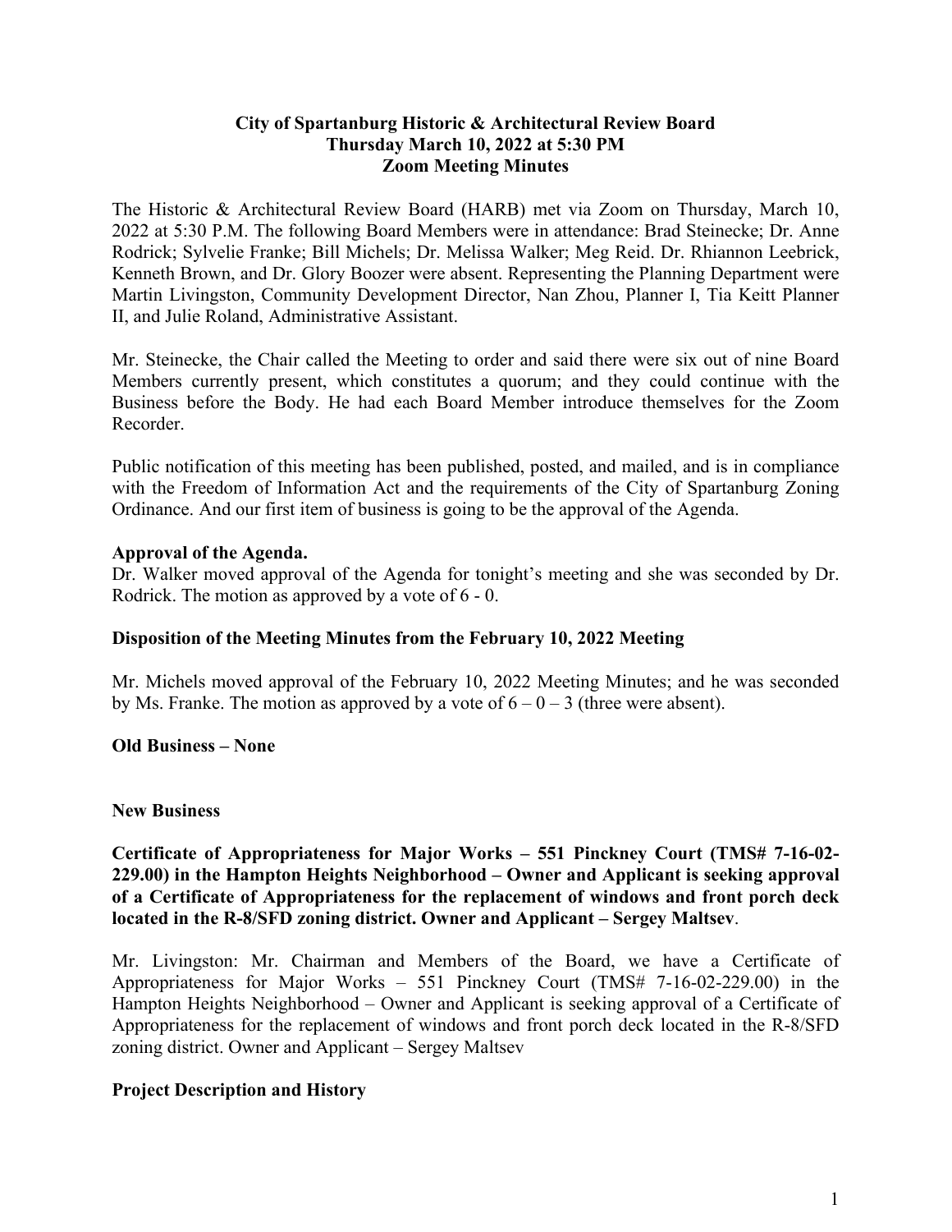**City of Spartanburg Historic & Architectural Review Board**
**Thursday March 10, 2022 at 5:30 PM**
**Zoom Meeting Minutes**

The Historic & Architectural Review Board (HARB) met via Zoom on Thursday, March 10, 2022 at 5:30 P.M. The following Board Members were in attendance: Brad Steinecke; Dr. Anne Rodrick; Sylvelie Franke; Bill Michels; Dr. Melissa Walker; Meg Reid. Dr. Rhiannon Leebrick, Kenneth Brown, and Dr. Glory Boozer were absent. Representing the Planning Department were Martin Livingston, Community Development Director, Nan Zhou, Planner I, Tia Keitt Planner II, and Julie Roland, Administrative Assistant.

Mr. Steinecke, the Chair called the Meeting to order and said there were six out of nine Board Members currently present, which constitutes a quorum; and they could continue with the Business before the Body. He had each Board Member introduce themselves for the Zoom Recorder.

Public notification of this meeting has been published, posted, and mailed, and is in compliance with the Freedom of Information Act and the requirements of the City of Spartanburg Zoning Ordinance. And our first item of business is going to be the approval of the Agenda.

**Approval of the Agenda.**

Dr. Walker moved approval of the Agenda for tonight's meeting and she was seconded by Dr. Rodrick. The motion as approved by a vote of 6 - 0.

**Disposition of the Meeting Minutes from the February 10, 2022 Meeting**

Mr. Michels moved approval of the February 10, 2022 Meeting Minutes; and he was seconded by Ms. Franke. The motion as approved by a vote of 6 – 0 – 3 (three were absent).

**Old Business – None**

**New Business**

**Certificate of Appropriateness for Major Works – 551 Pinckney Court (TMS# 7-16-02-229.00) in the Hampton Heights Neighborhood – Owner and Applicant is seeking approval of a Certificate of Appropriateness for the replacement of windows and front porch deck located in the R-8/SFD zoning district. Owner and Applicant – Sergey Maltsev**.

Mr. Livingston: Mr. Chairman and Members of the Board, we have a Certificate of Appropriateness for Major Works – 551 Pinckney Court (TMS# 7-16-02-229.00) in the Hampton Heights Neighborhood – Owner and Applicant is seeking approval of a Certificate of Appropriateness for the replacement of windows and front porch deck located in the R-8/SFD zoning district. Owner and Applicant – Sergey Maltsev

**Project Description and History**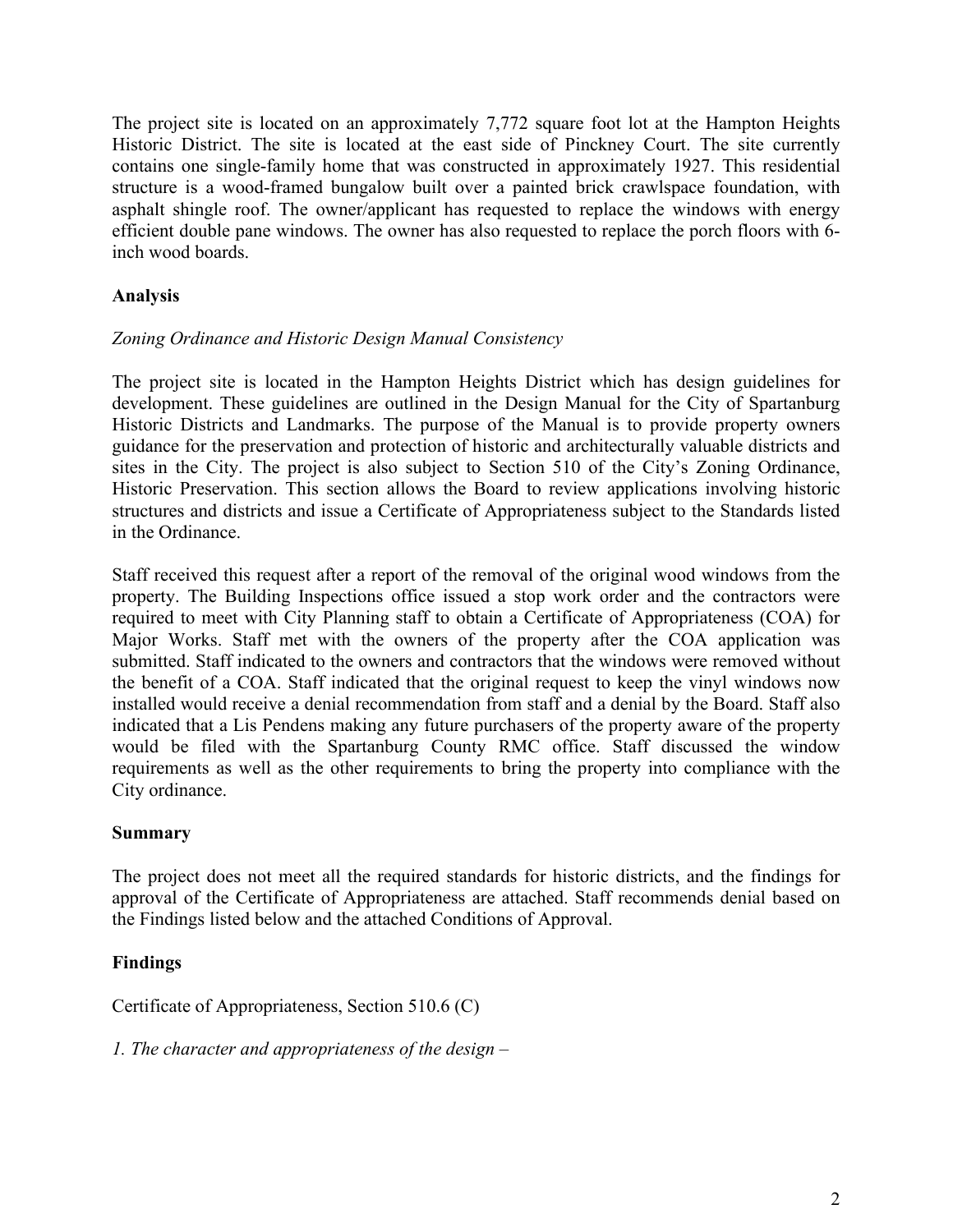The project site is located on an approximately 7,772 square foot lot at the Hampton Heights Historic District. The site is located at the east side of Pinckney Court. The site currently contains one single-family home that was constructed in approximately 1927. This residential structure is a wood-framed bungalow built over a painted brick crawlspace foundation, with asphalt shingle roof. The owner/applicant has requested to replace the windows with energy efficient double pane windows. The owner has also requested to replace the porch floors with 6-inch wood boards.

## Analysis

*Zoning Ordinance and Historic Design Manual Consistency*

The project site is located in the Hampton Heights District which has design guidelines for development. These guidelines are outlined in the Design Manual for the City of Spartanburg Historic Districts and Landmarks. The purpose of the Manual is to provide property owners guidance for the preservation and protection of historic and architecturally valuable districts and sites in the City. The project is also subject to Section 510 of the City's Zoning Ordinance, Historic Preservation. This section allows the Board to review applications involving historic structures and districts and issue a Certificate of Appropriateness subject to the Standards listed in the Ordinance.

Staff received this request after a report of the removal of the original wood windows from the property. The Building Inspections office issued a stop work order and the contractors were required to meet with City Planning staff to obtain a Certificate of Appropriateness (COA) for Major Works. Staff met with the owners of the property after the COA application was submitted. Staff indicated to the owners and contractors that the windows were removed without the benefit of a COA. Staff indicated that the original request to keep the vinyl windows now installed would receive a denial recommendation from staff and a denial by the Board. Staff also indicated that a Lis Pendens making any future purchasers of the property aware of the property would be filed with the Spartanburg County RMC office. Staff discussed the window requirements as well as the other requirements to bring the property into compliance with the City ordinance.

## Summary

The project does not meet all the required standards for historic districts, and the findings for approval of the Certificate of Appropriateness are attached. Staff recommends denial based on the Findings listed below and the attached Conditions of Approval.

## Findings

Certificate of Appropriateness, Section 510.6 (C)

*1. The character and appropriateness of the design –*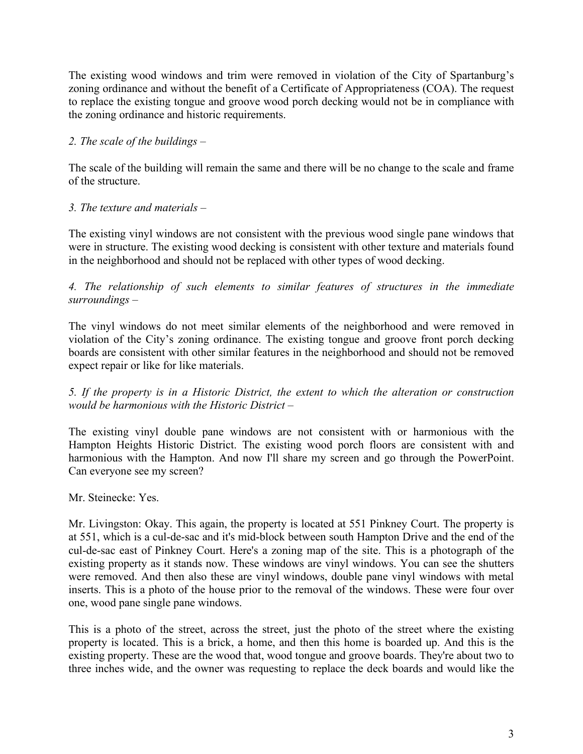The existing wood windows and trim were removed in violation of the City of Spartanburg's zoning ordinance and without the benefit of a Certificate of Appropriateness (COA). The request to replace the existing tongue and groove wood porch decking would not be in compliance with the zoning ordinance and historic requirements.

*2. The scale of the buildings –*

The scale of the building will remain the same and there will be no change to the scale and frame of the structure.

*3. The texture and materials –*

The existing vinyl windows are not consistent with the previous wood single pane windows that were in structure. The existing wood decking is consistent with other texture and materials found in the neighborhood and should not be replaced with other types of wood decking.

*4. The relationship of such elements to similar features of structures in the immediate surroundings –*

The vinyl windows do not meet similar elements of the neighborhood and were removed in violation of the City's zoning ordinance. The existing tongue and groove front porch decking boards are consistent with other similar features in the neighborhood and should not be removed expect repair or like for like materials.

*5. If the property is in a Historic District, the extent to which the alteration or construction would be harmonious with the Historic District –*

The existing vinyl double pane windows are not consistent with or harmonious with the Hampton Heights Historic District. The existing wood porch floors are consistent with and harmonious with the Hampton. And now I'll share my screen and go through the PowerPoint. Can everyone see my screen?

Mr. Steinecke: Yes.

Mr. Livingston: Okay. This again, the property is located at 551 Pinkney Court. The property is at 551, which is a cul-de-sac and it's mid-block between south Hampton Drive and the end of the cul-de-sac east of Pinkney Court. Here's a zoning map of the site. This is a photograph of the existing property as it stands now. These windows are vinyl windows. You can see the shutters were removed. And then also these are vinyl windows, double pane vinyl windows with metal inserts. This is a photo of the house prior to the removal of the windows. These were four over one, wood pane single pane windows.

This is a photo of the street, across the street, just the photo of the street where the existing property is located. This is a brick, a home, and then this home is boarded up. And this is the existing property. These are the wood that, wood tongue and groove boards. They're about two to three inches wide, and the owner was requesting to replace the deck boards and would like the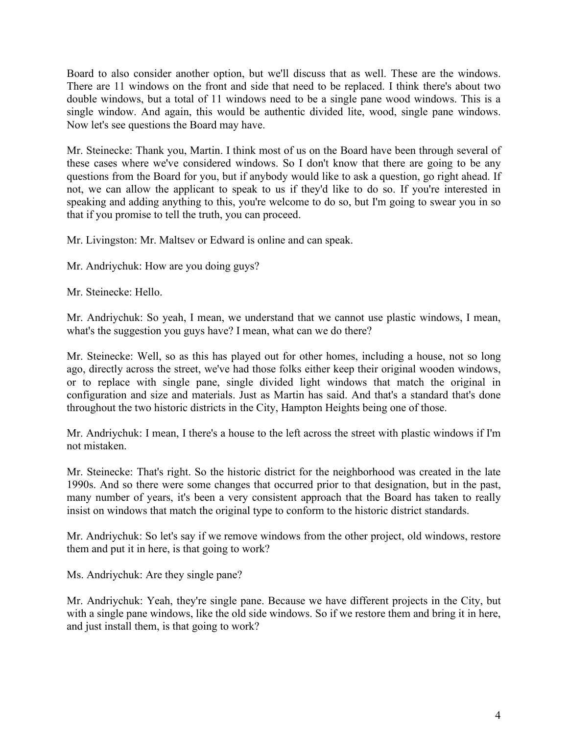Board to also consider another option, but we'll discuss that as well. These are the windows. There are 11 windows on the front and side that need to be replaced. I think there's about two double windows, but a total of 11 windows need to be a single pane wood windows. This is a single window. And again, this would be authentic divided lite, wood, single pane windows. Now let's see questions the Board may have.

Mr. Steinecke: Thank you, Martin. I think most of us on the Board have been through several of these cases where we've considered windows. So I don't know that there are going to be any questions from the Board for you, but if anybody would like to ask a question, go right ahead. If not, we can allow the applicant to speak to us if they'd like to do so. If you're interested in speaking and adding anything to this, you're welcome to do so, but I'm going to swear you in so that if you promise to tell the truth, you can proceed.

Mr. Livingston: Mr. Maltsev or Edward is online and can speak.

Mr. Andriychuk: How are you doing guys?

Mr. Steinecke: Hello.

Mr. Andriychuk: So yeah, I mean, we understand that we cannot use plastic windows, I mean, what's the suggestion you guys have? I mean, what can we do there?

Mr. Steinecke: Well, so as this has played out for other homes, including a house, not so long ago, directly across the street, we've had those folks either keep their original wooden windows, or to replace with single pane, single divided light windows that match the original in configuration and size and materials. Just as Martin has said. And that's a standard that's done throughout the two historic districts in the City, Hampton Heights being one of those.

Mr. Andriychuk: I mean, I there's a house to the left across the street with plastic windows if I'm not mistaken.

Mr. Steinecke: That's right. So the historic district for the neighborhood was created in the late 1990s. And so there were some changes that occurred prior to that designation, but in the past, many number of years, it's been a very consistent approach that the Board has taken to really insist on windows that match the original type to conform to the historic district standards.

Mr. Andriychuk: So let's say if we remove windows from the other project, old windows, restore them and put it in here, is that going to work?

Ms. Andriychuk: Are they single pane?

Mr. Andriychuk: Yeah, they're single pane. Because we have different projects in the City, but with a single pane windows, like the old side windows. So if we restore them and bring it in here, and just install them, is that going to work?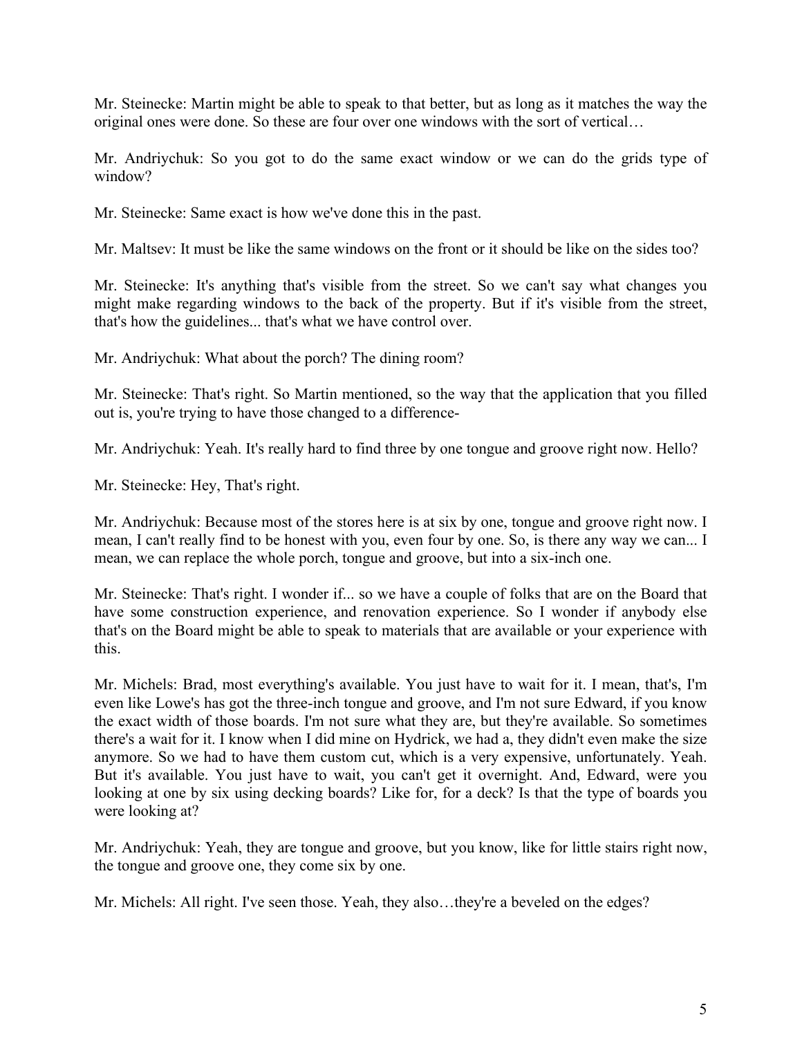Mr. Steinecke: Martin might be able to speak to that better, but as long as it matches the way the original ones were done. So these are four over one windows with the sort of vertical…

Mr. Andriychuk: So you got to do the same exact window or we can do the grids type of window?

Mr. Steinecke: Same exact is how we've done this in the past.

Mr. Maltsev: It must be like the same windows on the front or it should be like on the sides too?

Mr. Steinecke: It's anything that's visible from the street. So we can't say what changes you might make regarding windows to the back of the property. But if it's visible from the street, that's how the guidelines... that's what we have control over.

Mr. Andriychuk: What about the porch? The dining room?

Mr. Steinecke: That's right. So Martin mentioned, so the way that the application that you filled out is, you're trying to have those changed to a difference-

Mr. Andriychuk: Yeah. It's really hard to find three by one tongue and groove right now. Hello?

Mr. Steinecke: Hey, That's right.

Mr. Andriychuk: Because most of the stores here is at six by one, tongue and groove right now. I mean, I can't really find to be honest with you, even four by one. So, is there any way we can... I mean, we can replace the whole porch, tongue and groove, but into a six-inch one.

Mr. Steinecke: That's right. I wonder if... so we have a couple of folks that are on the Board that have some construction experience, and renovation experience. So I wonder if anybody else that's on the Board might be able to speak to materials that are available or your experience with this.

Mr. Michels: Brad, most everything's available. You just have to wait for it. I mean, that's, I'm even like Lowe's has got the three-inch tongue and groove, and I'm not sure Edward, if you know the exact width of those boards. I'm not sure what they are, but they're available. So sometimes there's a wait for it. I know when I did mine on Hydrick, we had a, they didn't even make the size anymore. So we had to have them custom cut, which is a very expensive, unfortunately. Yeah. But it's available. You just have to wait, you can't get it overnight. And, Edward, were you looking at one by six using decking boards? Like for, for a deck? Is that the type of boards you were looking at?

Mr. Andriychuk: Yeah, they are tongue and groove, but you know, like for little stairs right now, the tongue and groove one, they come six by one.

Mr. Michels: All right. I've seen those. Yeah, they also…they're a beveled on the edges?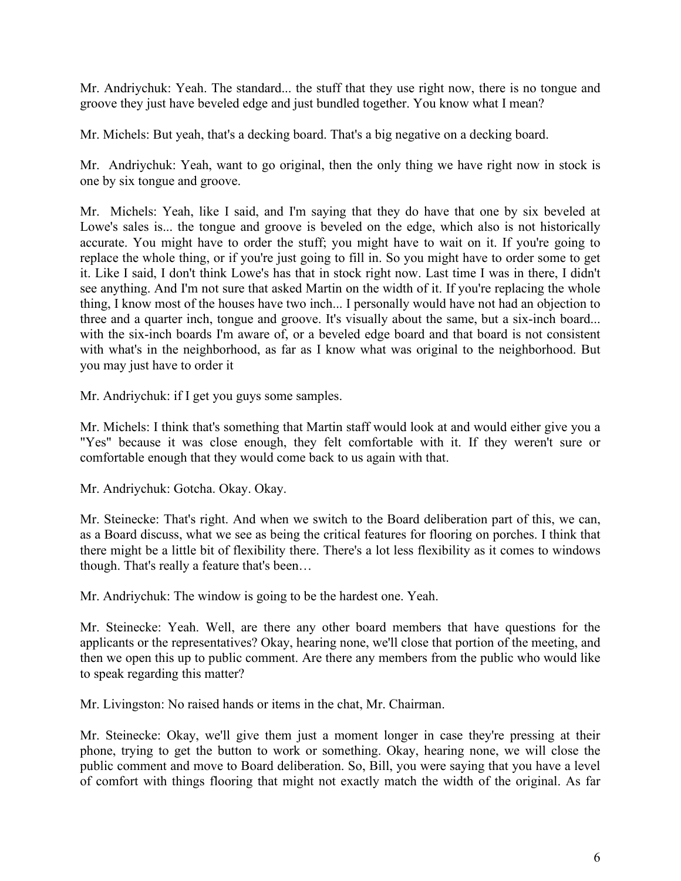Mr. Andriychuk: Yeah. The standard... the stuff that they use right now, there is no tongue and groove they just have beveled edge and just bundled together. You know what I mean?

Mr. Michels: But yeah, that's a decking board. That's a big negative on a decking board.

Mr. Andriychuk: Yeah, want to go original, then the only thing we have right now in stock is one by six tongue and groove.

Mr. Michels: Yeah, like I said, and I'm saying that they do have that one by six beveled at Lowe's sales is... the tongue and groove is beveled on the edge, which also is not historically accurate. You might have to order the stuff; you might have to wait on it. If you're going to replace the whole thing, or if you're just going to fill in. So you might have to order some to get it. Like I said, I don't think Lowe's has that in stock right now. Last time I was in there, I didn't see anything. And I'm not sure that asked Martin on the width of it. If you're replacing the whole thing, I know most of the houses have two inch... I personally would have not had an objection to three and a quarter inch, tongue and groove. It's visually about the same, but a six-inch board... with the six-inch boards I'm aware of, or a beveled edge board and that board is not consistent with what's in the neighborhood, as far as I know what was original to the neighborhood. But you may just have to order it

Mr. Andriychuk: if I get you guys some samples.

Mr. Michels: I think that's something that Martin staff would look at and would either give you a "Yes" because it was close enough, they felt comfortable with it. If they weren't sure or comfortable enough that they would come back to us again with that.

Mr. Andriychuk: Gotcha. Okay. Okay.

Mr. Steinecke: That's right. And when we switch to the Board deliberation part of this, we can, as a Board discuss, what we see as being the critical features for flooring on porches. I think that there might be a little bit of flexibility there. There's a lot less flexibility as it comes to windows though. That's really a feature that's been…

Mr. Andriychuk: The window is going to be the hardest one. Yeah.

Mr. Steinecke: Yeah. Well, are there any other board members that have questions for the applicants or the representatives? Okay, hearing none, we'll close that portion of the meeting, and then we open this up to public comment. Are there any members from the public who would like to speak regarding this matter?

Mr. Livingston: No raised hands or items in the chat, Mr. Chairman.

Mr. Steinecke: Okay, we'll give them just a moment longer in case they're pressing at their phone, trying to get the button to work or something. Okay, hearing none, we will close the public comment and move to Board deliberation. So, Bill, you were saying that you have a level of comfort with things flooring that might not exactly match the width of the original. As far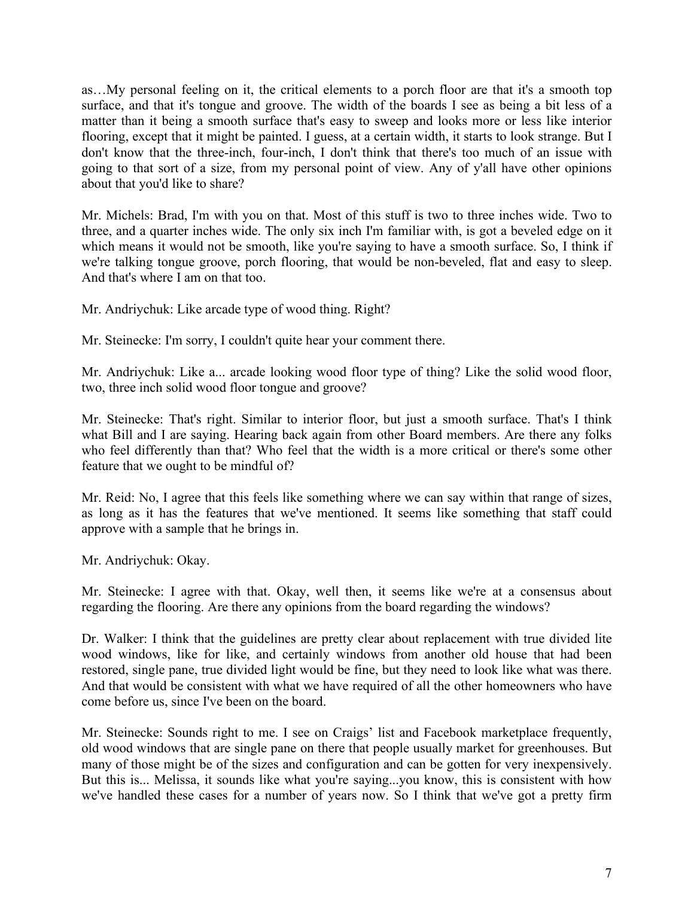as…My personal feeling on it, the critical elements to a porch floor are that it's a smooth top surface, and that it's tongue and groove. The width of the boards I see as being a bit less of a matter than it being a smooth surface that's easy to sweep and looks more or less like interior flooring, except that it might be painted. I guess, at a certain width, it starts to look strange. But I don't know that the three-inch, four-inch, I don't think that there's too much of an issue with going to that sort of a size, from my personal point of view. Any of y'all have other opinions about that you'd like to share?

Mr. Michels: Brad, I'm with you on that. Most of this stuff is two to three inches wide. Two to three, and a quarter inches wide. The only six inch I'm familiar with, is got a beveled edge on it which means it would not be smooth, like you're saying to have a smooth surface. So, I think if we're talking tongue groove, porch flooring, that would be non-beveled, flat and easy to sleep. And that's where I am on that too.

Mr. Andriychuk: Like arcade type of wood thing. Right?

Mr. Steinecke: I'm sorry, I couldn't quite hear your comment there.

Mr. Andriychuk: Like a... arcade looking wood floor type of thing? Like the solid wood floor, two, three inch solid wood floor tongue and groove?

Mr. Steinecke: That's right. Similar to interior floor, but just a smooth surface. That's I think what Bill and I are saying. Hearing back again from other Board members. Are there any folks who feel differently than that? Who feel that the width is a more critical or there's some other feature that we ought to be mindful of?

Mr. Reid: No, I agree that this feels like something where we can say within that range of sizes, as long as it has the features that we've mentioned. It seems like something that staff could approve with a sample that he brings in.

Mr. Andriychuk: Okay.

Mr. Steinecke: I agree with that. Okay, well then, it seems like we're at a consensus about regarding the flooring. Are there any opinions from the board regarding the windows?

Dr. Walker: I think that the guidelines are pretty clear about replacement with true divided lite wood windows, like for like, and certainly windows from another old house that had been restored, single pane, true divided light would be fine, but they need to look like what was there. And that would be consistent with what we have required of all the other homeowners who have come before us, since I've been on the board.

Mr. Steinecke: Sounds right to me. I see on Craigs' list and Facebook marketplace frequently, old wood windows that are single pane on there that people usually market for greenhouses. But many of those might be of the sizes and configuration and can be gotten for very inexpensively. But this is... Melissa, it sounds like what you're saying...you know, this is consistent with how we've handled these cases for a number of years now. So I think that we've got a pretty firm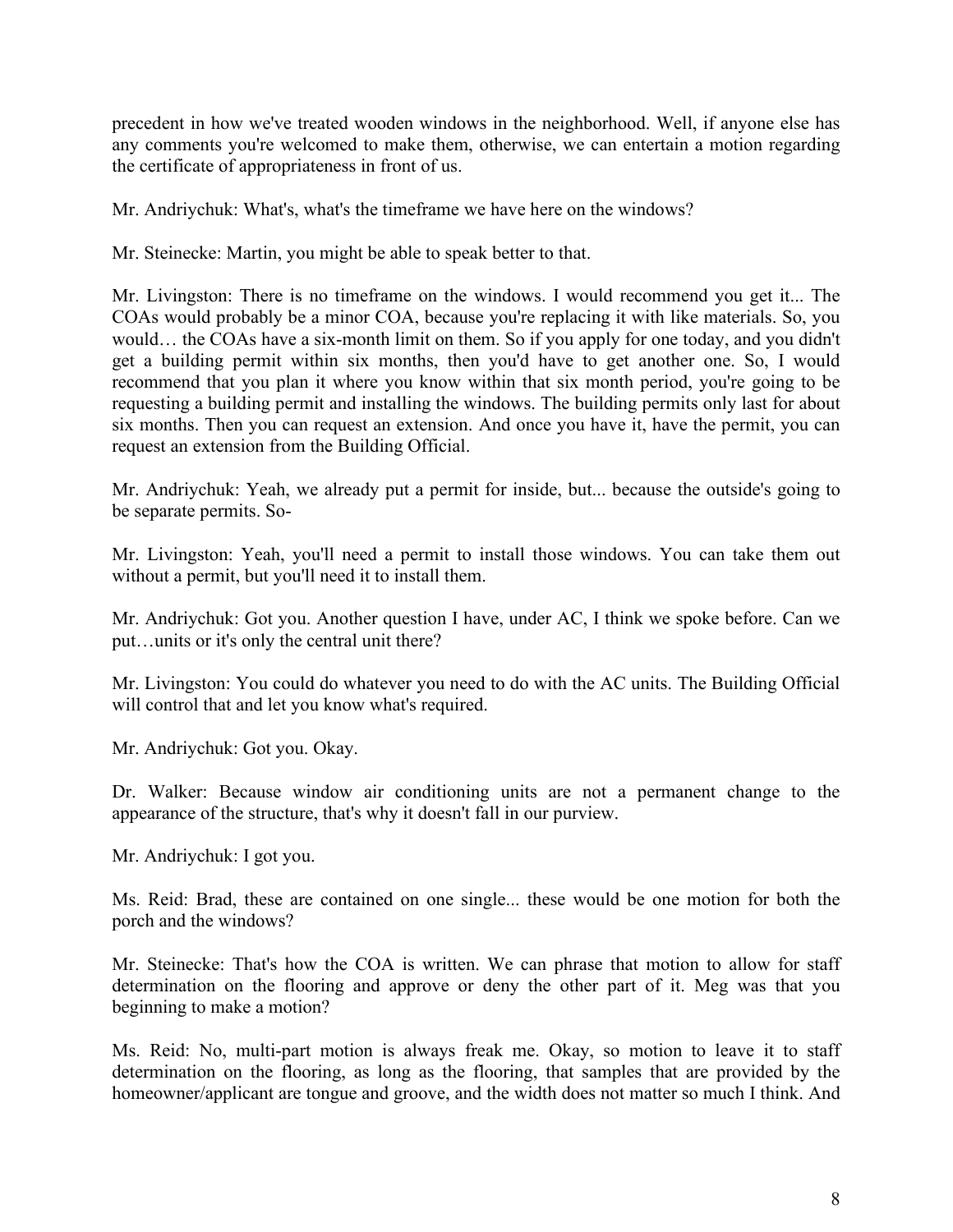precedent in how we've treated wooden windows in the neighborhood. Well, if anyone else has any comments you're welcomed to make them, otherwise, we can entertain a motion regarding the certificate of appropriateness in front of us.

Mr. Andriychuk: What's, what's the timeframe we have here on the windows?

Mr. Steinecke: Martin, you might be able to speak better to that.

Mr. Livingston: There is no timeframe on the windows. I would recommend you get it... The COAs would probably be a minor COA, because you're replacing it with like materials. So, you would… the COAs have a six-month limit on them. So if you apply for one today, and you didn't get a building permit within six months, then you'd have to get another one. So, I would recommend that you plan it where you know within that six month period, you're going to be requesting a building permit and installing the windows. The building permits only last for about six months. Then you can request an extension. And once you have it, have the permit, you can request an extension from the Building Official.

Mr. Andriychuk: Yeah, we already put a permit for inside, but... because the outside's going to be separate permits. So-

Mr. Livingston: Yeah, you'll need a permit to install those windows. You can take them out without a permit, but you'll need it to install them.

Mr. Andriychuk: Got you. Another question I have, under AC, I think we spoke before. Can we put…units or it's only the central unit there?

Mr. Livingston: You could do whatever you need to do with the AC units. The Building Official will control that and let you know what's required.

Mr. Andriychuk: Got you. Okay.

Dr. Walker: Because window air conditioning units are not a permanent change to the appearance of the structure, that's why it doesn't fall in our purview.

Mr. Andriychuk: I got you.

Ms. Reid: Brad, these are contained on one single... these would be one motion for both the porch and the windows?

Mr. Steinecke: That's how the COA is written. We can phrase that motion to allow for staff determination on the flooring and approve or deny the other part of it. Meg was that you beginning to make a motion?

Ms. Reid: No, multi-part motion is always freak me. Okay, so motion to leave it to staff determination on the flooring, as long as the flooring, that samples that are provided by the homeowner/applicant are tongue and groove, and the width does not matter so much I think. And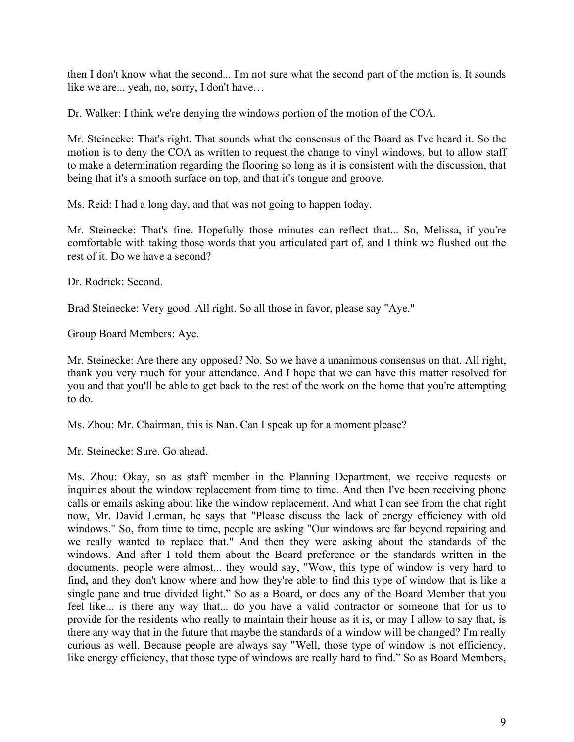then I don't know what the second... I'm not sure what the second part of the motion is. It sounds like we are... yeah, no, sorry, I don't have…

Dr. Walker: I think we're denying the windows portion of the motion of the COA.

Mr. Steinecke: That's right. That sounds what the consensus of the Board as I've heard it. So the motion is to deny the COA as written to request the change to vinyl windows, but to allow staff to make a determination regarding the flooring so long as it is consistent with the discussion, that being that it's a smooth surface on top, and that it's tongue and groove.

Ms. Reid: I had a long day, and that was not going to happen today.

Mr. Steinecke: That's fine. Hopefully those minutes can reflect that... So, Melissa, if you're comfortable with taking those words that you articulated part of, and I think we flushed out the rest of it. Do we have a second?

Dr. Rodrick: Second.

Brad Steinecke: Very good. All right. So all those in favor, please say "Aye."

Group Board Members: Aye.

Mr. Steinecke: Are there any opposed? No. So we have a unanimous consensus on that. All right, thank you very much for your attendance. And I hope that we can have this matter resolved for you and that you'll be able to get back to the rest of the work on the home that you're attempting to do.

Ms. Zhou: Mr. Chairman, this is Nan. Can I speak up for a moment please?

Mr. Steinecke: Sure. Go ahead.

Ms. Zhou: Okay, so as staff member in the Planning Department, we receive requests or inquiries about the window replacement from time to time. And then I've been receiving phone calls or emails asking about like the window replacement. And what I can see from the chat right now, Mr. David Lerman, he says that "Please discuss the lack of energy efficiency with old windows." So, from time to time, people are asking "Our windows are far beyond repairing and we really wanted to replace that." And then they were asking about the standards of the windows. And after I told them about the Board preference or the standards written in the documents, people were almost... they would say, "Wow, this type of window is very hard to find, and they don't know where and how they're able to find this type of window that is like a single pane and true divided light." So as a Board, or does any of the Board Member that you feel like... is there any way that... do you have a valid contractor or someone that for us to provide for the residents who really to maintain their house as it is, or may I allow to say that, is there any way that in the future that maybe the standards of a window will be changed? I'm really curious as well. Because people are always say "Well, those type of window is not efficiency, like energy efficiency, that those type of windows are really hard to find." So as Board Members,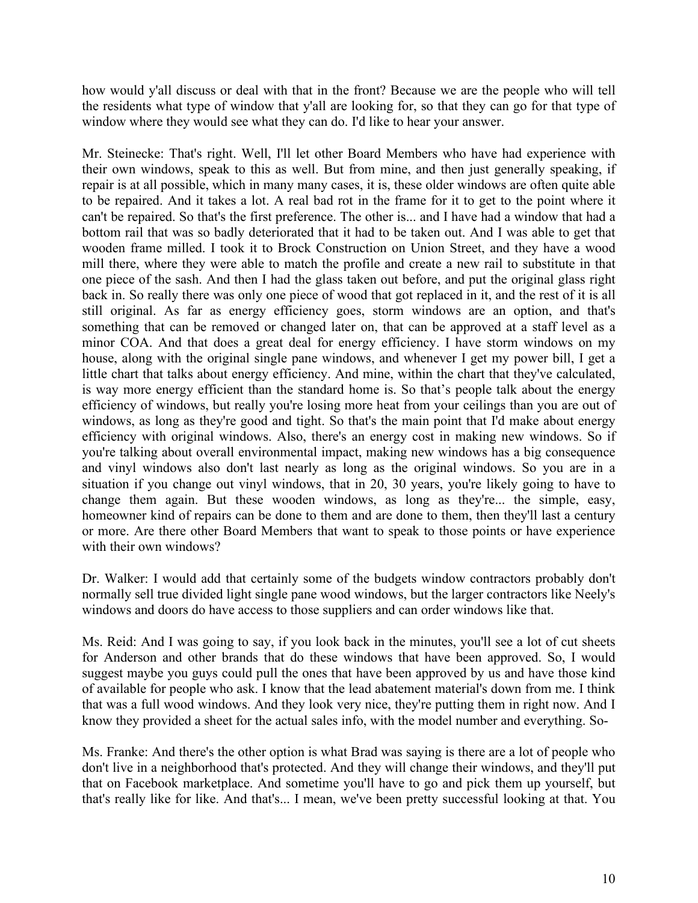how would y'all discuss or deal with that in the front? Because we are the people who will tell the residents what type of window that y'all are looking for, so that they can go for that type of window where they would see what they can do. I'd like to hear your answer.

Mr. Steinecke: That's right. Well, I'll let other Board Members who have had experience with their own windows, speak to this as well. But from mine, and then just generally speaking, if repair is at all possible, which in many many cases, it is, these older windows are often quite able to be repaired. And it takes a lot. A real bad rot in the frame for it to get to the point where it can't be repaired. So that's the first preference. The other is... and I have had a window that had a bottom rail that was so badly deteriorated that it had to be taken out. And I was able to get that wooden frame milled. I took it to Brock Construction on Union Street, and they have a wood mill there, where they were able to match the profile and create a new rail to substitute in that one piece of the sash. And then I had the glass taken out before, and put the original glass right back in. So really there was only one piece of wood that got replaced in it, and the rest of it is all still original. As far as energy efficiency goes, storm windows are an option, and that's something that can be removed or changed later on, that can be approved at a staff level as a minor COA. And that does a great deal for energy efficiency. I have storm windows on my house, along with the original single pane windows, and whenever I get my power bill, I get a little chart that talks about energy efficiency. And mine, within the chart that they've calculated, is way more energy efficient than the standard home is. So that's people talk about the energy efficiency of windows, but really you're losing more heat from your ceilings than you are out of windows, as long as they're good and tight. So that's the main point that I'd make about energy efficiency with original windows. Also, there's an energy cost in making new windows. So if you're talking about overall environmental impact, making new windows has a big consequence and vinyl windows also don't last nearly as long as the original windows. So you are in a situation if you change out vinyl windows, that in 20, 30 years, you're likely going to have to change them again. But these wooden windows, as long as they're... the simple, easy, homeowner kind of repairs can be done to them and are done to them, then they'll last a century or more. Are there other Board Members that want to speak to those points or have experience with their own windows?

Dr. Walker: I would add that certainly some of the budgets window contractors probably don't normally sell true divided light single pane wood windows, but the larger contractors like Neely's windows and doors do have access to those suppliers and can order windows like that.

Ms. Reid: And I was going to say, if you look back in the minutes, you'll see a lot of cut sheets for Anderson and other brands that do these windows that have been approved. So, I would suggest maybe you guys could pull the ones that have been approved by us and have those kind of available for people who ask. I know that the lead abatement material's down from me. I think that was a full wood windows. And they look very nice, they're putting them in right now. And I know they provided a sheet for the actual sales info, with the model number and everything. So-

Ms. Franke: And there's the other option is what Brad was saying is there are a lot of people who don't live in a neighborhood that's protected. And they will change their windows, and they'll put that on Facebook marketplace. And sometime you'll have to go and pick them up yourself, but that's really like for like. And that's... I mean, we've been pretty successful looking at that. You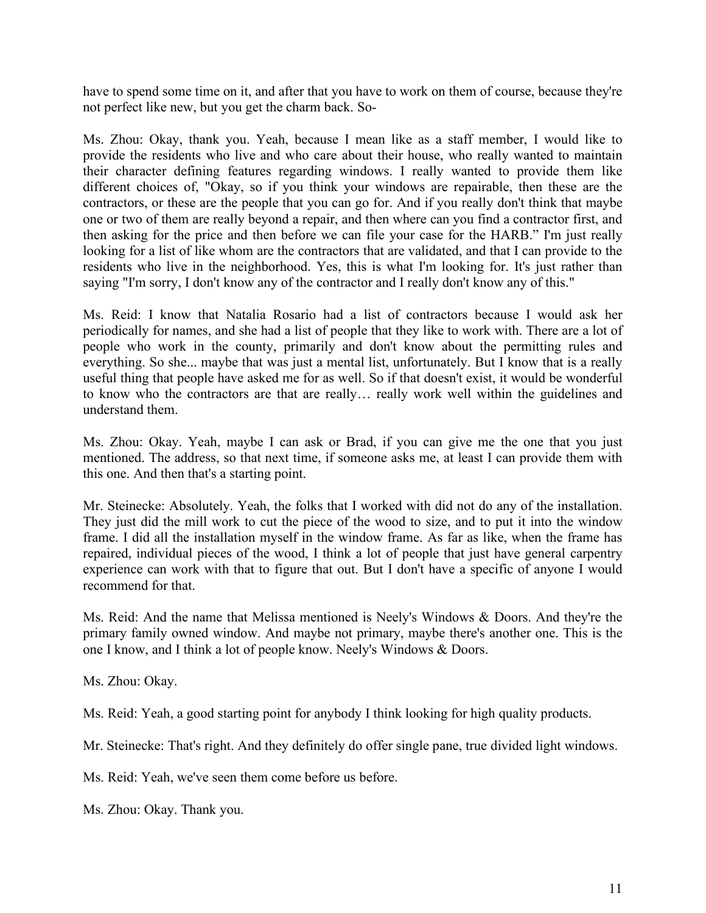have to spend some time on it, and after that you have to work on them of course, because they're not perfect like new, but you get the charm back. So-

Ms. Zhou: Okay, thank you. Yeah, because I mean like as a staff member, I would like to provide the residents who live and who care about their house, who really wanted to maintain their character defining features regarding windows. I really wanted to provide them like different choices of, "Okay, so if you think your windows are repairable, then these are the contractors, or these are the people that you can go for. And if you really don't think that maybe one or two of them are really beyond a repair, and then where can you find a contractor first, and then asking for the price and then before we can file your case for the HARB." I'm just really looking for a list of like whom are the contractors that are validated, and that I can provide to the residents who live in the neighborhood. Yes, this is what I'm looking for. It's just rather than saying "I'm sorry, I don't know any of the contractor and I really don't know any of this."

Ms. Reid: I know that Natalia Rosario had a list of contractors because I would ask her periodically for names, and she had a list of people that they like to work with. There are a lot of people who work in the county, primarily and don't know about the permitting rules and everything. So she... maybe that was just a mental list, unfortunately. But I know that is a really useful thing that people have asked me for as well. So if that doesn't exist, it would be wonderful to know who the contractors are that are really… really work well within the guidelines and understand them.

Ms. Zhou: Okay. Yeah, maybe I can ask or Brad, if you can give me the one that you just mentioned. The address, so that next time, if someone asks me, at least I can provide them with this one. And then that's a starting point.

Mr. Steinecke: Absolutely. Yeah, the folks that I worked with did not do any of the installation. They just did the mill work to cut the piece of the wood to size, and to put it into the window frame. I did all the installation myself in the window frame. As far as like, when the frame has repaired, individual pieces of the wood, I think a lot of people that just have general carpentry experience can work with that to figure that out. But I don't have a specific of anyone I would recommend for that.

Ms. Reid: And the name that Melissa mentioned is Neely's Windows & Doors. And they're the primary family owned window. And maybe not primary, maybe there's another one. This is the one I know, and I think a lot of people know. Neely's Windows & Doors.

Ms. Zhou: Okay.

Ms. Reid: Yeah, a good starting point for anybody I think looking for high quality products.

Mr. Steinecke: That's right. And they definitely do offer single pane, true divided light windows.

Ms. Reid: Yeah, we've seen them come before us before.

Ms. Zhou: Okay. Thank you.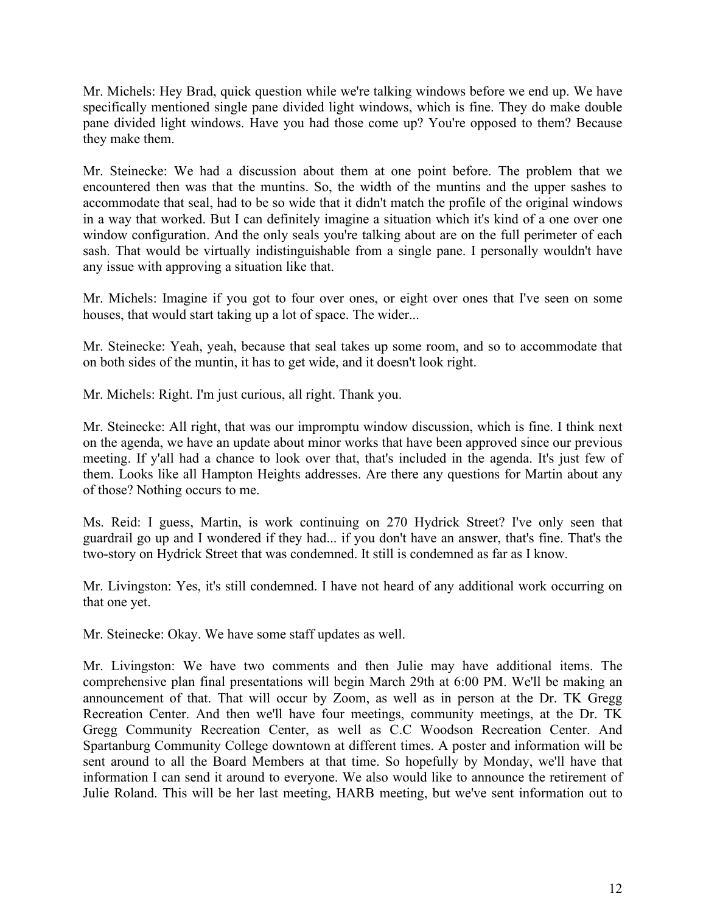Mr. Michels: Hey Brad, quick question while we're talking windows before we end up. We have specifically mentioned single pane divided light windows, which is fine. They do make double pane divided light windows. Have you had those come up? You're opposed to them? Because they make them.

Mr. Steinecke: We had a discussion about them at one point before. The problem that we encountered then was that the muntins. So, the width of the muntins and the upper sashes to accommodate that seal, had to be so wide that it didn't match the profile of the original windows in a way that worked. But I can definitely imagine a situation which it's kind of a one over one window configuration. And the only seals you're talking about are on the full perimeter of each sash. That would be virtually indistinguishable from a single pane. I personally wouldn't have any issue with approving a situation like that.

Mr. Michels: Imagine if you got to four over ones, or eight over ones that I've seen on some houses, that would start taking up a lot of space. The wider...

Mr. Steinecke: Yeah, yeah, because that seal takes up some room, and so to accommodate that on both sides of the muntin, it has to get wide, and it doesn't look right.

Mr. Michels: Right. I'm just curious, all right. Thank you.

Mr. Steinecke: All right, that was our impromptu window discussion, which is fine. I think next on the agenda, we have an update about minor works that have been approved since our previous meeting. If y'all had a chance to look over that, that's included in the agenda. It's just few of them. Looks like all Hampton Heights addresses. Are there any questions for Martin about any of those? Nothing occurs to me.

Ms. Reid: I guess, Martin, is work continuing on 270 Hydrick Street? I've only seen that guardrail go up and I wondered if they had... if you don't have an answer, that's fine. That's the two-story on Hydrick Street that was condemned. It still is condemned as far as I know.

Mr. Livingston: Yes, it's still condemned. I have not heard of any additional work occurring on that one yet.

Mr. Steinecke: Okay. We have some staff updates as well.

Mr. Livingston: We have two comments and then Julie may have additional items. The comprehensive plan final presentations will begin March 29th at 6:00 PM. We'll be making an announcement of that. That will occur by Zoom, as well as in person at the Dr. TK Gregg Recreation Center. And then we'll have four meetings, community meetings, at the Dr. TK Gregg Community Recreation Center, as well as C.C Woodson Recreation Center. And Spartanburg Community College downtown at different times. A poster and information will be sent around to all the Board Members at that time. So hopefully by Monday, we'll have that information I can send it around to everyone. We also would like to announce the retirement of Julie Roland. This will be her last meeting, HARB meeting, but we've sent information out to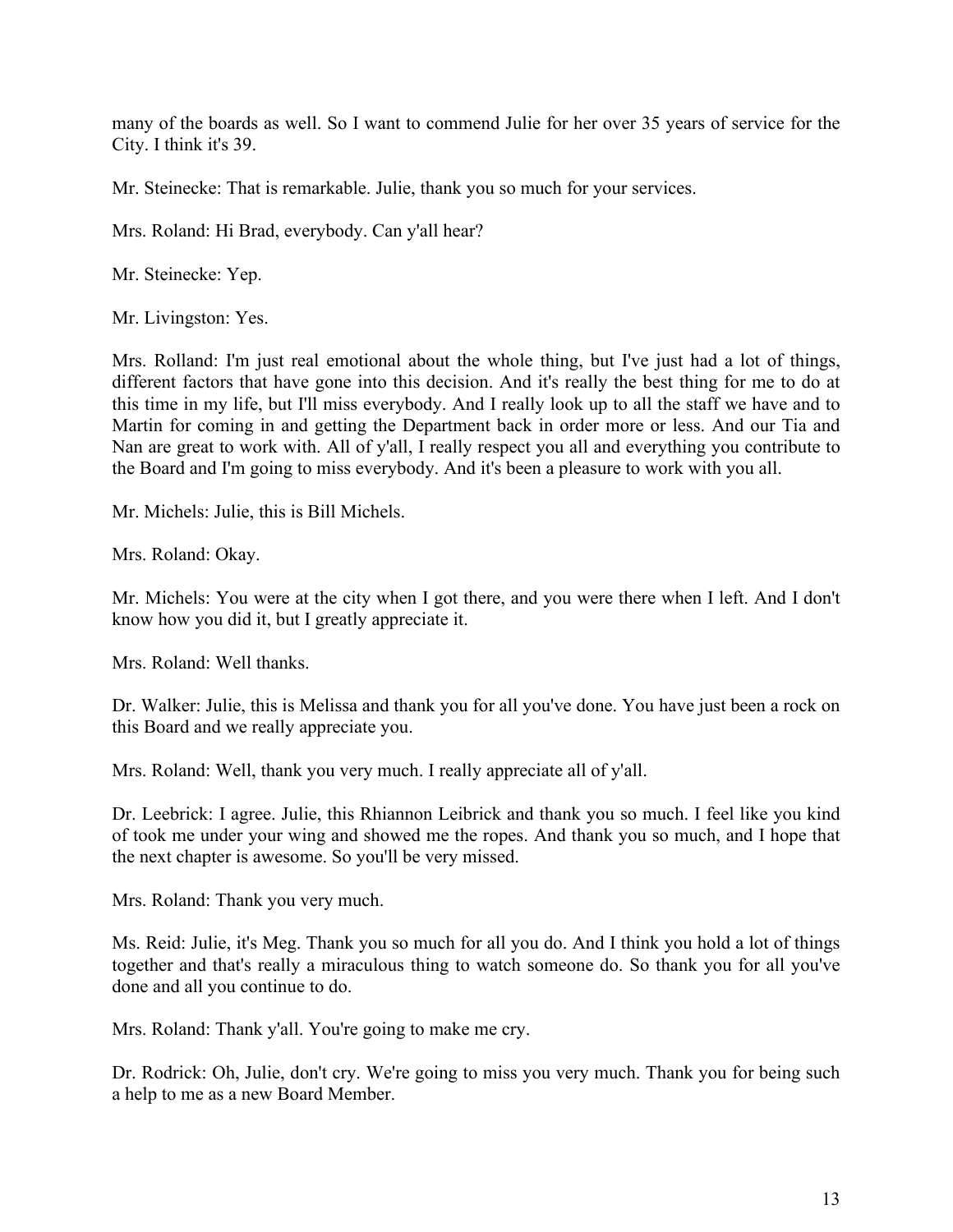many of the boards as well. So I want to commend Julie for her over 35 years of service for the City. I think it's 39.

Mr. Steinecke: That is remarkable. Julie, thank you so much for your services.

Mrs. Roland: Hi Brad, everybody. Can y'all hear?

Mr. Steinecke: Yep.

Mr. Livingston: Yes.

Mrs. Rolland: I'm just real emotional about the whole thing, but I've just had a lot of things, different factors that have gone into this decision. And it's really the best thing for me to do at this time in my life, but I'll miss everybody. And I really look up to all the staff we have and to Martin for coming in and getting the Department back in order more or less. And our Tia and Nan are great to work with. All of y'all, I really respect you all and everything you contribute to the Board and I'm going to miss everybody. And it's been a pleasure to work with you all.

Mr. Michels: Julie, this is Bill Michels.

Mrs. Roland: Okay.

Mr. Michels: You were at the city when I got there, and you were there when I left. And I don't know how you did it, but I greatly appreciate it.

Mrs. Roland: Well thanks.

Dr. Walker: Julie, this is Melissa and thank you for all you've done. You have just been a rock on this Board and we really appreciate you.

Mrs. Roland: Well, thank you very much. I really appreciate all of y'all.

Dr. Leebrick: I agree. Julie, this Rhiannon Leibrick and thank you so much. I feel like you kind of took me under your wing and showed me the ropes. And thank you so much, and I hope that the next chapter is awesome. So you'll be very missed.

Mrs. Roland: Thank you very much.

Ms. Reid: Julie, it's Meg. Thank you so much for all you do. And I think you hold a lot of things together and that's really a miraculous thing to watch someone do. So thank you for all you've done and all you continue to do.

Mrs. Roland: Thank y'all. You're going to make me cry.

Dr. Rodrick: Oh, Julie, don't cry. We're going to miss you very much. Thank you for being such a help to me as a new Board Member.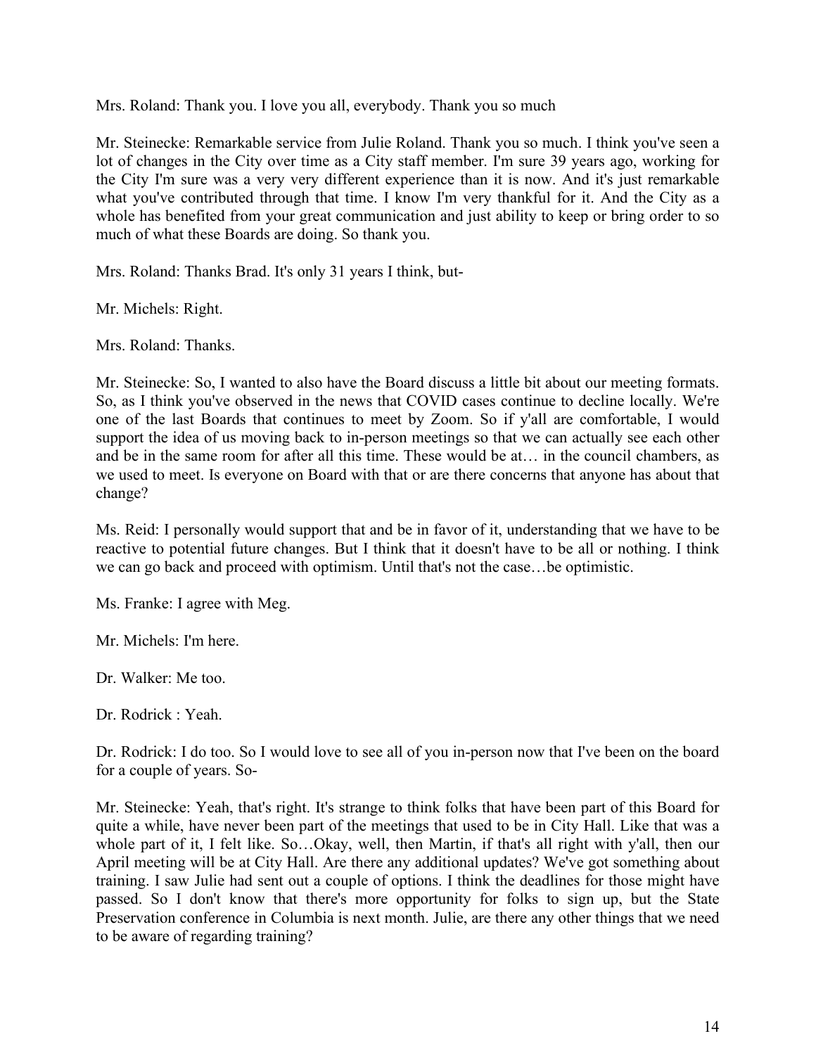Mrs. Roland: Thank you. I love you all, everybody. Thank you so much

Mr. Steinecke: Remarkable service from Julie Roland. Thank you so much. I think you've seen a lot of changes in the City over time as a City staff member. I'm sure 39 years ago, working for the City I'm sure was a very very different experience than it is now. And it's just remarkable what you've contributed through that time. I know I'm very thankful for it. And the City as a whole has benefited from your great communication and just ability to keep or bring order to so much of what these Boards are doing. So thank you.

Mrs. Roland: Thanks Brad. It's only 31 years I think, but-

Mr. Michels: Right.

Mrs. Roland: Thanks.

Mr. Steinecke: So, I wanted to also have the Board discuss a little bit about our meeting formats. So, as I think you've observed in the news that COVID cases continue to decline locally. We're one of the last Boards that continues to meet by Zoom. So if y'all are comfortable, I would support the idea of us moving back to in-person meetings so that we can actually see each other and be in the same room for after all this time. These would be at… in the council chambers, as we used to meet. Is everyone on Board with that or are there concerns that anyone has about that change?

Ms. Reid: I personally would support that and be in favor of it, understanding that we have to be reactive to potential future changes. But I think that it doesn't have to be all or nothing. I think we can go back and proceed with optimism. Until that's not the case…be optimistic.

Ms. Franke: I agree with Meg.

Mr. Michels: I'm here.

Dr. Walker: Me too.

Dr. Rodrick : Yeah.

Dr. Rodrick: I do too. So I would love to see all of you in-person now that I've been on the board for a couple of years. So-

Mr. Steinecke: Yeah, that's right. It's strange to think folks that have been part of this Board for quite a while, have never been part of the meetings that used to be in City Hall. Like that was a whole part of it, I felt like. So…Okay, well, then Martin, if that's all right with y'all, then our April meeting will be at City Hall. Are there any additional updates? We've got something about training. I saw Julie had sent out a couple of options. I think the deadlines for those might have passed. So I don't know that there's more opportunity for folks to sign up, but the State Preservation conference in Columbia is next month. Julie, are there any other things that we need to be aware of regarding training?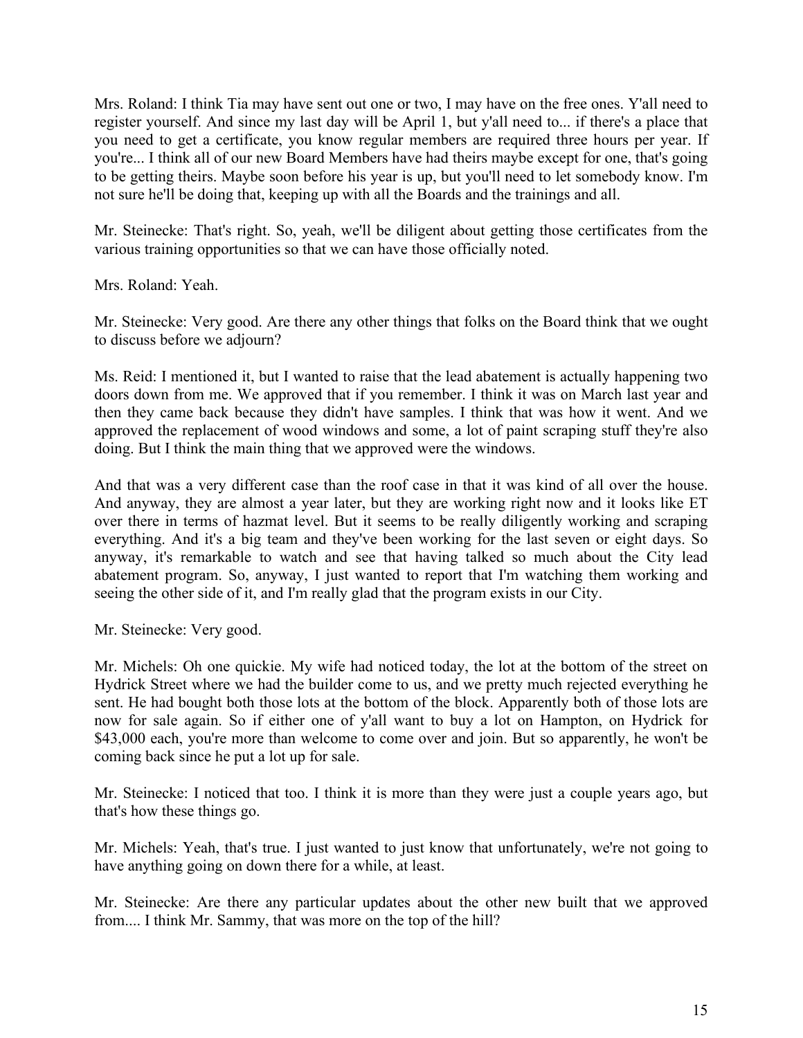Mrs. Roland: I think Tia may have sent out one or two, I may have on the free ones. Y'all need to register yourself. And since my last day will be April 1, but y'all need to... if there's a place that you need to get a certificate, you know regular members are required three hours per year. If you're... I think all of our new Board Members have had theirs maybe except for one, that's going to be getting theirs. Maybe soon before his year is up, but you'll need to let somebody know. I'm not sure he'll be doing that, keeping up with all the Boards and the trainings and all.

Mr. Steinecke: That's right. So, yeah, we'll be diligent about getting those certificates from the various training opportunities so that we can have those officially noted.

Mrs. Roland: Yeah.

Mr. Steinecke: Very good. Are there any other things that folks on the Board think that we ought to discuss before we adjourn?

Ms. Reid: I mentioned it, but I wanted to raise that the lead abatement is actually happening two doors down from me. We approved that if you remember. I think it was on March last year and then they came back because they didn't have samples. I think that was how it went. And we approved the replacement of wood windows and some, a lot of paint scraping stuff they're also doing. But I think the main thing that we approved were the windows.

And that was a very different case than the roof case in that it was kind of all over the house. And anyway, they are almost a year later, but they are working right now and it looks like ET over there in terms of hazmat level. But it seems to be really diligently working and scraping everything. And it's a big team and they've been working for the last seven or eight days. So anyway, it's remarkable to watch and see that having talked so much about the City lead abatement program. So, anyway, I just wanted to report that I'm watching them working and seeing the other side of it, and I'm really glad that the program exists in our City.

Mr. Steinecke: Very good.

Mr. Michels: Oh one quickie. My wife had noticed today, the lot at the bottom of the street on Hydrick Street where we had the builder come to us, and we pretty much rejected everything he sent. He had bought both those lots at the bottom of the block. Apparently both of those lots are now for sale again. So if either one of y'all want to buy a lot on Hampton, on Hydrick for $43,000 each, you're more than welcome to come over and join. But so apparently, he won't be coming back since he put a lot up for sale.

Mr. Steinecke: I noticed that too. I think it is more than they were just a couple years ago, but that's how these things go.

Mr. Michels: Yeah, that's true. I just wanted to just know that unfortunately, we're not going to have anything going on down there for a while, at least.

Mr. Steinecke: Are there any particular updates about the other new built that we approved from.... I think Mr. Sammy, that was more on the top of the hill?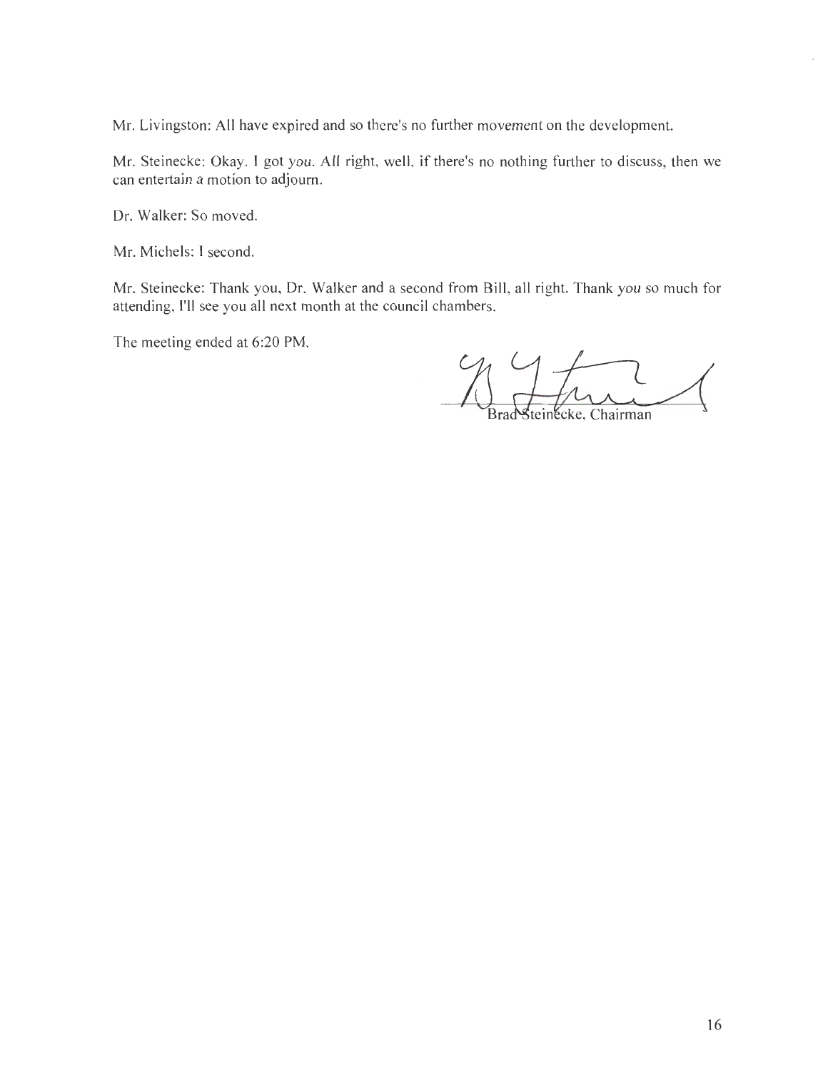Mr. Livingston: All have expired and so there's no further movement on the development.

Mr. Steinecke: Okay. I got you. All right, well, if there's no nothing further to discuss, then we can entertain a motion to adjourn.

Dr. Walker: So moved.

Mr. Michels: I second.

Mr. Steinecke: Thank you, Dr. Walker and a second from Bill, all right. Thank you so much for attending, I'll see you all next month at the council chambers.

The meeting ended at 6:20 PM.

Brad Steinecke, Chairman